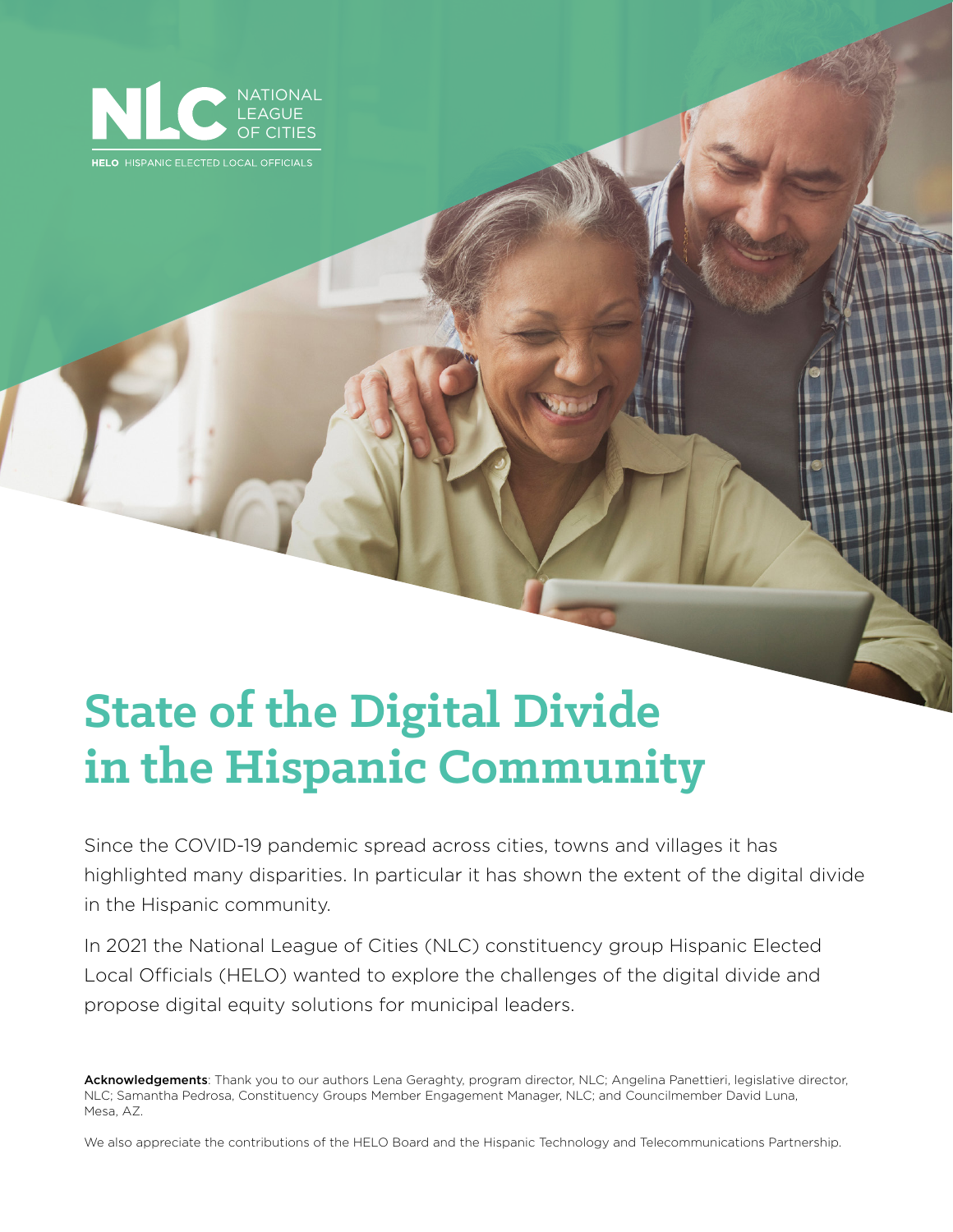NLC NATIONAL LEAGUE OF CITIES

HELO HISPANIC ELECTED LOCAL OFFICIALS

# State of the Digital Divide in the Hispanic Community

Since the COVID-19 pandemic spread across cities, towns and villages it has highlighted many disparities. In particular it has shown the extent of the digital divide in the Hispanic community.

In 2021 the National League of Cities (NLC) constituency group Hispanic Elected Local Officials (HELO) wanted to explore the challenges of the digital divide and propose digital equity solutions for municipal leaders.

**Acknowledgements**: Thank you to our authors Lena Geraghty, program director, NLC; Angelina Panettieri, legislative director, NLC; Samantha Pedrosa, Constituency Groups Member Engagement Manager, NLC; and Councilmember David Luna, Mesa, AZ.

We also appreciate the contributions of the HELO Board and the Hispanic Technology and Telecommunications Partnership.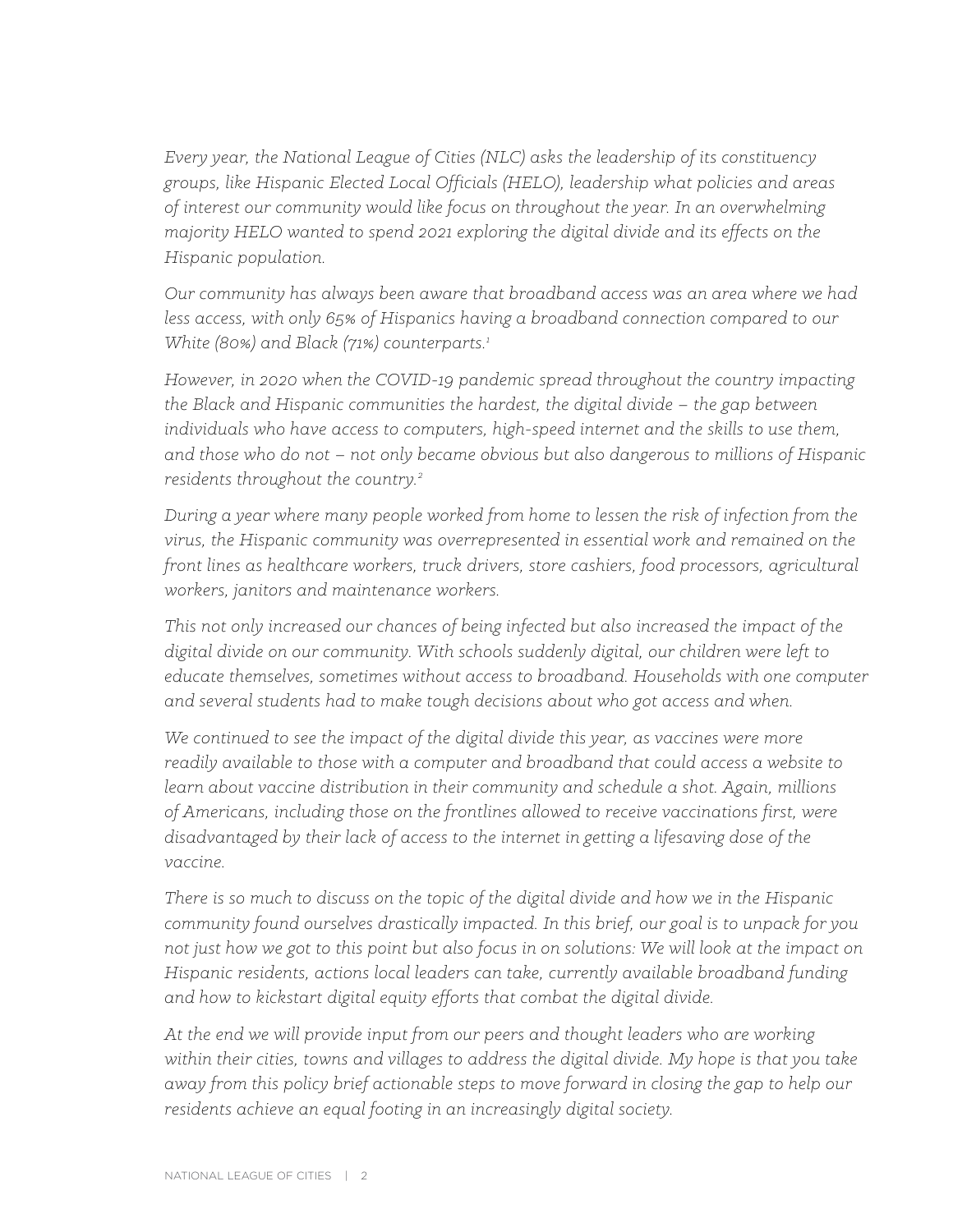*Every year, the National League of Cities (NLC) asks the leadership of its constituency groups, like Hispanic Elected Local Officials (HELO), leadership what policies and areas of interest our community would like focus on throughout the year. In an overwhelming majority HELO wanted to spend 2021 exploring the digital divide and its effects on the Hispanic population.*

*Our community has always been aware that broadband access was an area where we had less access, with only 65% of Hispanics having a broadband connection compared to our White (80%) and Black (71%) counterparts.*[1]

*However, in 2020 when the COVID-19 pandemic spread throughout the country impacting the Black and Hispanic communities the hardest, the digital divide – the gap between individuals who have access to computers, high-speed internet and the skills to use them, and those who do not – not only became obvious but also dangerous to millions of Hispanic residents throughout the country.*[2]

*During a year where many people worked from home to lessen the risk of infection from the virus, the Hispanic community was overrepresented in essential work and remained on the front lines as healthcare workers, truck drivers, store cashiers, food processors, agricultural workers, janitors and maintenance workers.*

*This not only increased our chances of being infected but also increased the impact of the digital divide on our community. With schools suddenly digital, our children were left to educate themselves, sometimes without access to broadband. Households with one computer and several students had to make tough decisions about who got access and when.*

*We continued to see the impact of the digital divide this year, as vaccines were more readily available to those with a computer and broadband that could access a website to learn about vaccine distribution in their community and schedule a shot. Again, millions of Americans, including those on the frontlines allowed to receive vaccinations first, were disadvantaged by their lack of access to the internet in getting a lifesaving dose of the vaccine.*

*There is so much to discuss on the topic of the digital divide and how we in the Hispanic community found ourselves drastically impacted. In this brief, our goal is to unpack for you not just how we got to this point but also focus in on solutions: We will look at the impact on Hispanic residents, actions local leaders can take, currently available broadband funding and how to kickstart digital equity efforts that combat the digital divide.*

*At the end we will provide input from our peers and thought leaders who are working within their cities, towns and villages to address the digital divide. My hope is that you take away from this policy brief actionable steps to move forward in closing the gap to help our residents achieve an equal footing in an increasingly digital society.*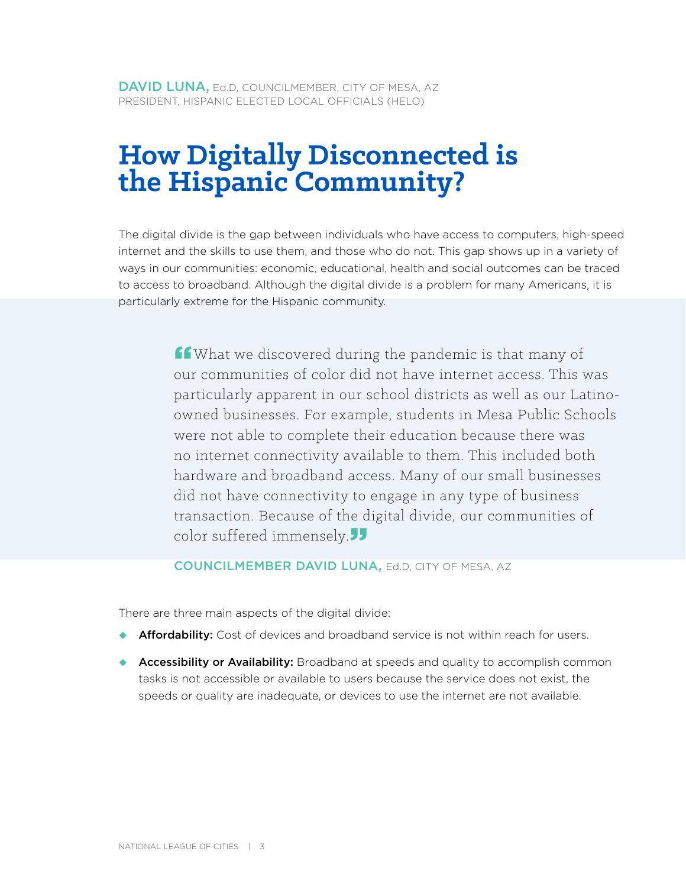DAVID LUNA, Ed.D, COUNCILMEMBER, CITY OF MESA, AZ
PRESIDENT, HISPANIC ELECTED LOCAL OFFICIALS (HELO)

# How Digitally Disconnected is the Hispanic Community?

The digital divide is the gap between individuals who have access to computers, high-speed internet and the skills to use them, and those who do not. This gap shows up in a variety of ways in our communities: economic, educational, health and social outcomes can be traced to access to broadband. Although the digital divide is a problem for many Americans, it is particularly extreme for the Hispanic community.

> "What we discovered during the pandemic is that many of our communities of color did not have internet access. This was particularly apparent in our school districts as well as our Latino-owned businesses. For example, students in Mesa Public Schools were not able to complete their education because there was no internet connectivity available to them. This included both hardware and broadband access. Many of our small businesses did not have connectivity to engage in any type of business transaction. Because of the digital divide, our communities of color suffered immensely."
>
> COUNCILMEMBER DAVID LUNA, Ed.D, CITY OF MESA, AZ

There are three main aspects of the digital divide:

- **Affordability:** Cost of devices and broadband service is not within reach for users.
- **Accessibility or Availability:** Broadband at speeds and quality to accomplish common tasks is not accessible or available to users because the service does not exist, the speeds or quality are inadequate, or devices to use the internet are not available.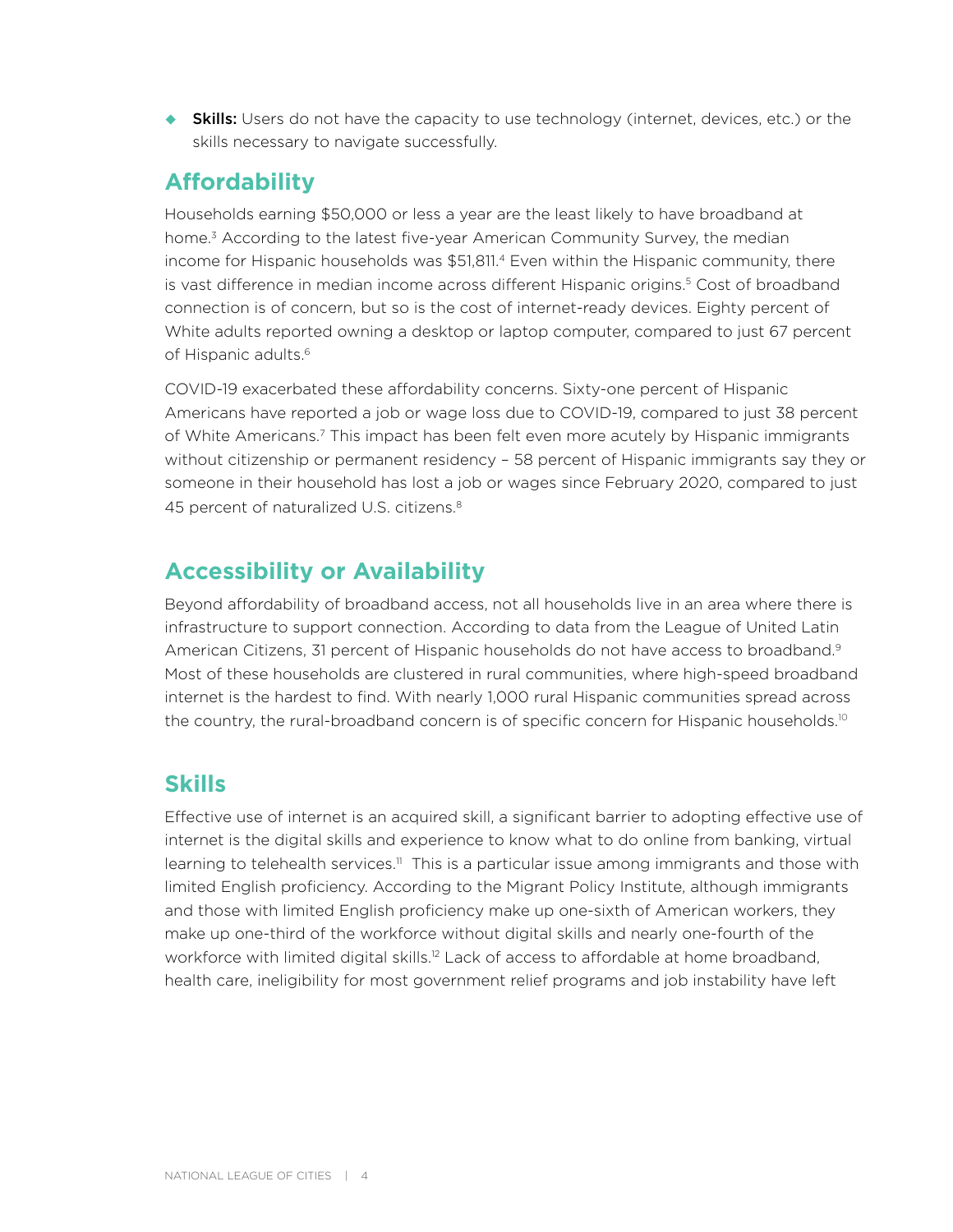- **Skills:** Users do not have the capacity to use technology (internet, devices, etc.) or the skills necessary to navigate successfully.

## Affordability

Households earning $50,000 or less a year are the least likely to have broadband at home.[3] According to the latest five-year American Community Survey, the median income for Hispanic households was $51,811.[4] Even within the Hispanic community, there is vast difference in median income across different Hispanic origins.[5] Cost of broadband connection is of concern, but so is the cost of internet-ready devices. Eighty percent of White adults reported owning a desktop or laptop computer, compared to just 67 percent of Hispanic adults.[6]

COVID-19 exacerbated these affordability concerns. Sixty-one percent of Hispanic Americans have reported a job or wage loss due to COVID-19, compared to just 38 percent of White Americans.[7] This impact has been felt even more acutely by Hispanic immigrants without citizenship or permanent residency – 58 percent of Hispanic immigrants say they or someone in their household has lost a job or wages since February 2020, compared to just 45 percent of naturalized U.S. citizens.[8]

## Accessibility or Availability

Beyond affordability of broadband access, not all households live in an area where there is infrastructure to support connection. According to data from the League of United Latin American Citizens, 31 percent of Hispanic households do not have access to broadband.[9] Most of these households are clustered in rural communities, where high-speed broadband internet is the hardest to find. With nearly 1,000 rural Hispanic communities spread across the country, the rural-broadband concern is of specific concern for Hispanic households.[10]

## Skills

Effective use of internet is an acquired skill, a significant barrier to adopting effective use of internet is the digital skills and experience to know what to do online from banking, virtual learning to telehealth services.[11] This is a particular issue among immigrants and those with limited English proficiency. According to the Migrant Policy Institute, although immigrants and those with limited English proficiency make up one-sixth of American workers, they make up one-third of the workforce without digital skills and nearly one-fourth of the workforce with limited digital skills.[12] Lack of access to affordable at home broadband, health care, ineligibility for most government relief programs and job instability have left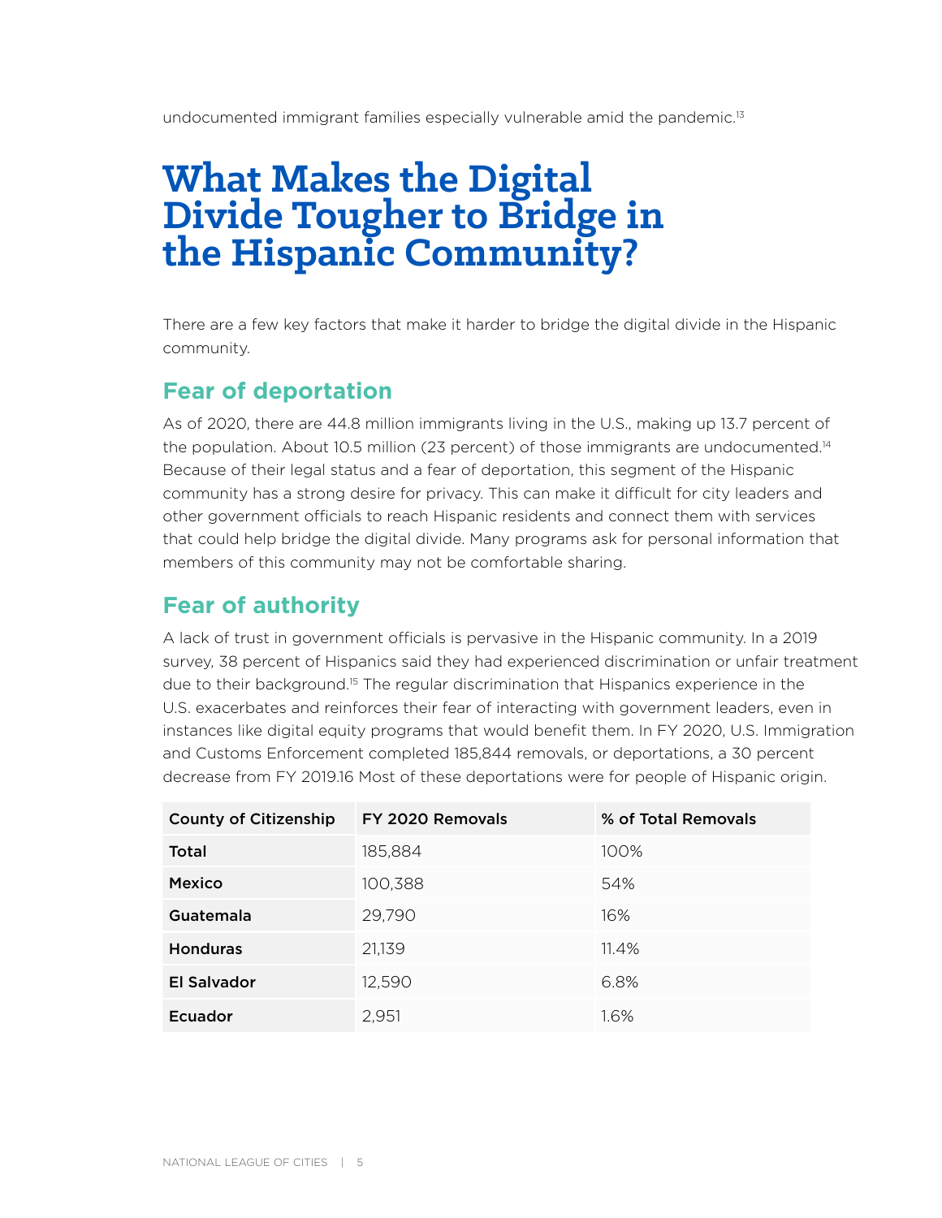undocumented immigrant families especially vulnerable amid the pandemic.[13]

# What Makes the Digital Divide Tougher to Bridge in the Hispanic Community?

There are a few key factors that make it harder to bridge the digital divide in the Hispanic community.

## Fear of deportation

As of 2020, there are 44.8 million immigrants living in the U.S., making up 13.7 percent of the population. About 10.5 million (23 percent) of those immigrants are undocumented.[14] Because of their legal status and a fear of deportation, this segment of the Hispanic community has a strong desire for privacy. This can make it difficult for city leaders and other government officials to reach Hispanic residents and connect them with services that could help bridge the digital divide. Many programs ask for personal information that members of this community may not be comfortable sharing.

## Fear of authority

A lack of trust in government officials is pervasive in the Hispanic community. In a 2019 survey, 38 percent of Hispanics said they had experienced discrimination or unfair treatment due to their background.[15] The regular discrimination that Hispanics experience in the U.S. exacerbates and reinforces their fear of interacting with government leaders, even in instances like digital equity programs that would benefit them. In FY 2020, U.S. Immigration and Customs Enforcement completed 185,844 removals, or deportations, a 30 percent decrease from FY 2019.16 Most of these deportations were for people of Hispanic origin.

| County of Citizenship | FY 2020 Removals | % of Total Removals |
|---|---|---|
| **Total** | 185,884 | 100% |
| **Mexico** | 100,388 | 54% |
| **Guatemala** | 29,790 | 16% |
| **Honduras** | 21,139 | 11.4% |
| **El Salvador** | 12,590 | 6.8% |
| **Ecuador** | 2,951 | 1.6% |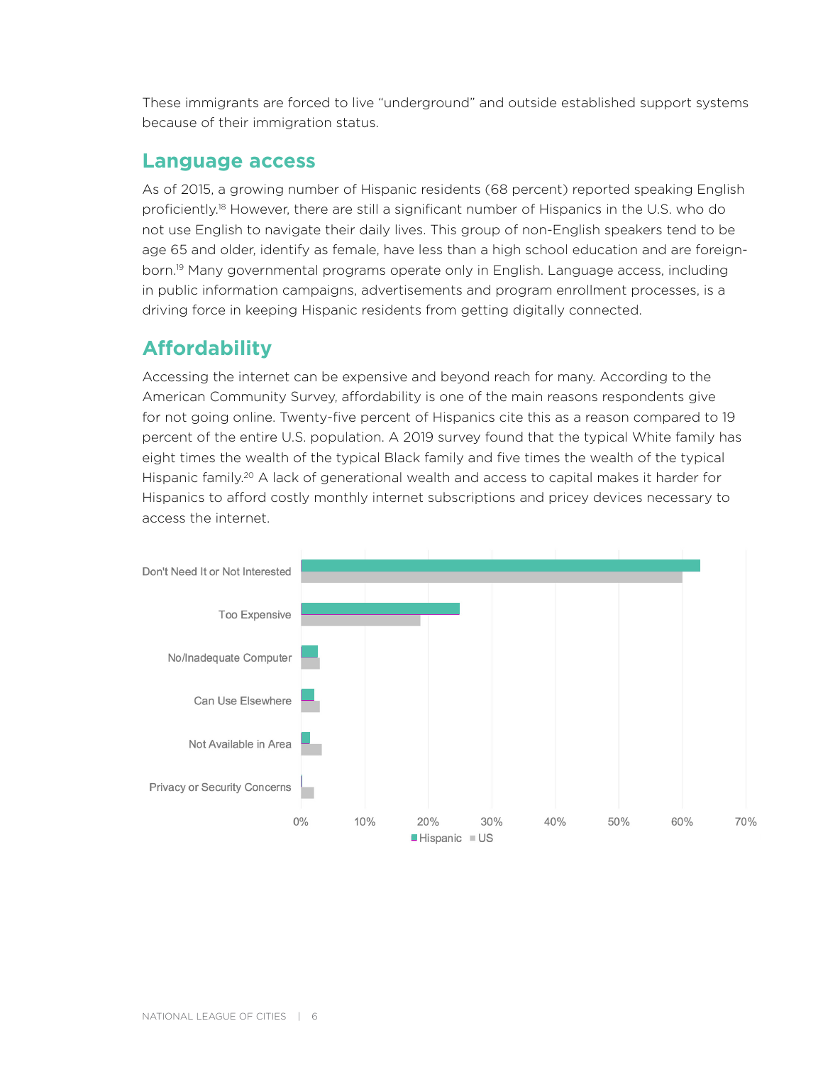These immigrants are forced to live "underground" and outside established support systems because of their immigration status.

## Language access

As of 2015, a growing number of Hispanic residents (68 percent) reported speaking English proficiently.[18] However, there are still a significant number of Hispanics in the U.S. who do not use English to navigate their daily lives. This group of non-English speakers tend to be age 65 and older, identify as female, have less than a high school education and are foreign-born.[19] Many governmental programs operate only in English. Language access, including in public information campaigns, advertisements and program enrollment processes, is a driving force in keeping Hispanic residents from getting digitally connected.

## Affordability

Accessing the internet can be expensive and beyond reach for many. According to the American Community Survey, affordability is one of the main reasons respondents give for not going online. Twenty-five percent of Hispanics cite this as a reason compared to 19 percent of the entire U.S. population. A 2019 survey found that the typical White family has eight times the wealth of the typical Black family and five times the wealth of the typical Hispanic family.[20] A lack of generational wealth and access to capital makes it harder for Hispanics to afford costly monthly internet subscriptions and pricey devices necessary to access the internet.

Don't Need It or Not Interested
Too Expensive
No/Inadequate Computer
Can Use Elsewhere
Not Available in Area
Privacy or Security Concerns

0% 10% 20% 30% 40% 50% 60% 70%

Hispanic US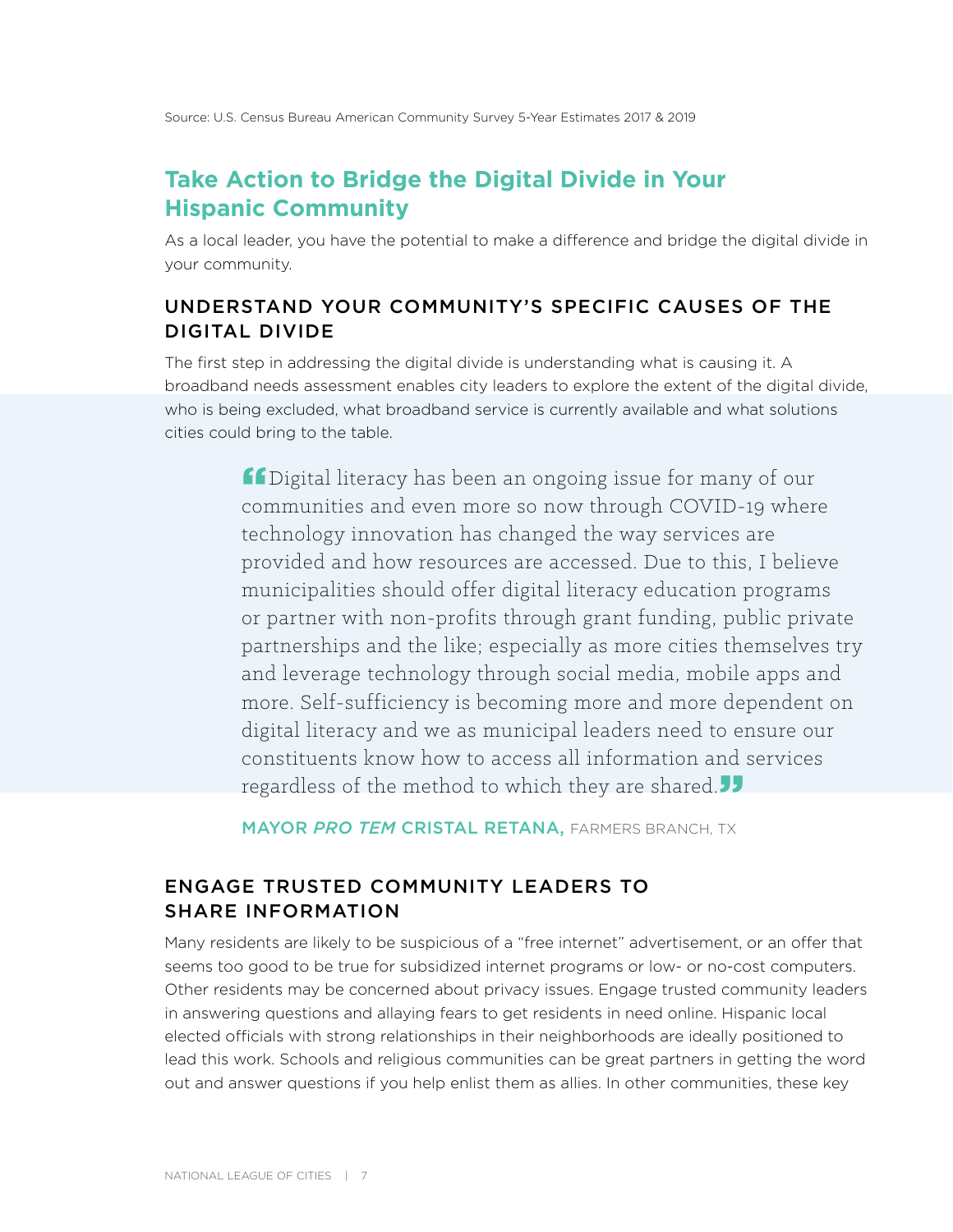Source: U.S. Census Bureau American Community Survey 5-Year Estimates 2017 & 2019

## Take Action to Bridge the Digital Divide in Your Hispanic Community

As a local leader, you have the potential to make a difference and bridge the digital divide in your community.

### UNDERSTAND YOUR COMMUNITY'S SPECIFIC CAUSES OF THE DIGITAL DIVIDE

The first step in addressing the digital divide is understanding what is causing it. A broadband needs assessment enables city leaders to explore the extent of the digital divide, who is being excluded, what broadband service is currently available and what solutions cities could bring to the table.

> "Digital literacy has been an ongoing issue for many of our communities and even more so now through COVID-19 where technology innovation has changed the way services are provided and how resources are accessed. Due to this, I believe municipalities should offer digital literacy education programs or partner with non-profits through grant funding, public private partnerships and the like; especially as more cities themselves try and leverage technology through social media, mobile apps and more. Self-sufficiency is becoming more and more dependent on digital literacy and we as municipal leaders need to ensure our constituents know how to access all information and services regardless of the method to which they are shared."
>
> **MAYOR *PRO TEM* CRISTAL RETANA,** FARMERS BRANCH, TX

### ENGAGE TRUSTED COMMUNITY LEADERS TO SHARE INFORMATION

Many residents are likely to be suspicious of a "free internet" advertisement, or an offer that seems too good to be true for subsidized internet programs or low- or no-cost computers. Other residents may be concerned about privacy issues. Engage trusted community leaders in answering questions and allaying fears to get residents in need online. Hispanic local elected officials with strong relationships in their neighborhoods are ideally positioned to lead this work. Schools and religious communities can be great partners in getting the word out and answer questions if you help enlist them as allies. In other communities, these key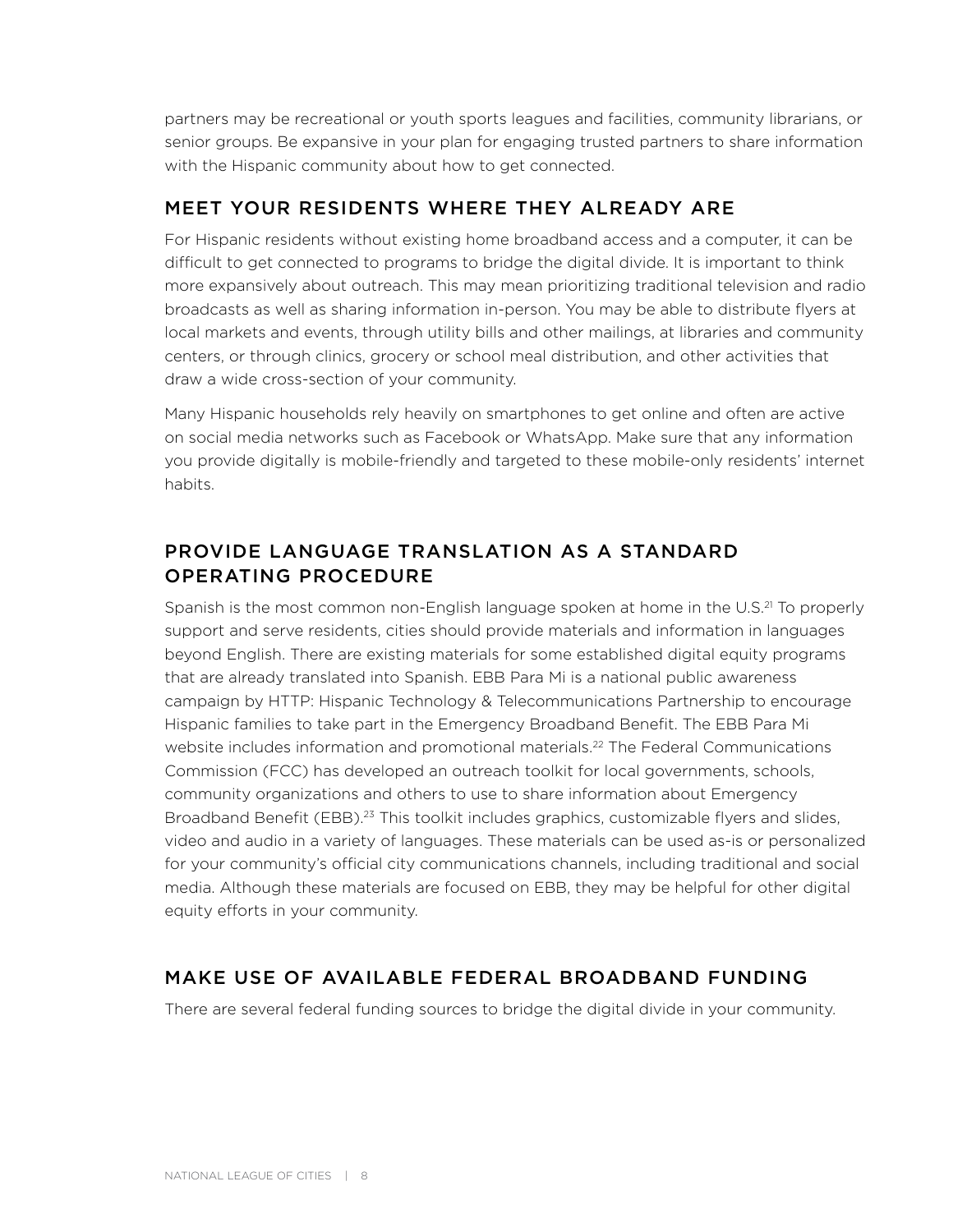partners may be recreational or youth sports leagues and facilities, community librarians, or senior groups. Be expansive in your plan for engaging trusted partners to share information with the Hispanic community about how to get connected.

## MEET YOUR RESIDENTS WHERE THEY ALREADY ARE

For Hispanic residents without existing home broadband access and a computer, it can be difficult to get connected to programs to bridge the digital divide. It is important to think more expansively about outreach. This may mean prioritizing traditional television and radio broadcasts as well as sharing information in-person. You may be able to distribute flyers at local markets and events, through utility bills and other mailings, at libraries and community centers, or through clinics, grocery or school meal distribution, and other activities that draw a wide cross-section of your community.

Many Hispanic households rely heavily on smartphones to get online and often are active on social media networks such as Facebook or WhatsApp. Make sure that any information you provide digitally is mobile-friendly and targeted to these mobile-only residents' internet habits.

## PROVIDE LANGUAGE TRANSLATION AS A STANDARD OPERATING PROCEDURE

Spanish is the most common non-English language spoken at home in the U.S.[21] To properly support and serve residents, cities should provide materials and information in languages beyond English. There are existing materials for some established digital equity programs that are already translated into Spanish. EBB Para Mi is a national public awareness campaign by HTTP: Hispanic Technology & Telecommunications Partnership to encourage Hispanic families to take part in the Emergency Broadband Benefit. The EBB Para Mi website includes information and promotional materials.[22] The Federal Communications Commission (FCC) has developed an outreach toolkit for local governments, schools, community organizations and others to use to share information about Emergency Broadband Benefit (EBB).[23] This toolkit includes graphics, customizable flyers and slides, video and audio in a variety of languages. These materials can be used as-is or personalized for your community's official city communications channels, including traditional and social media. Although these materials are focused on EBB, they may be helpful for other digital equity efforts in your community.

## MAKE USE OF AVAILABLE FEDERAL BROADBAND FUNDING

There are several federal funding sources to bridge the digital divide in your community.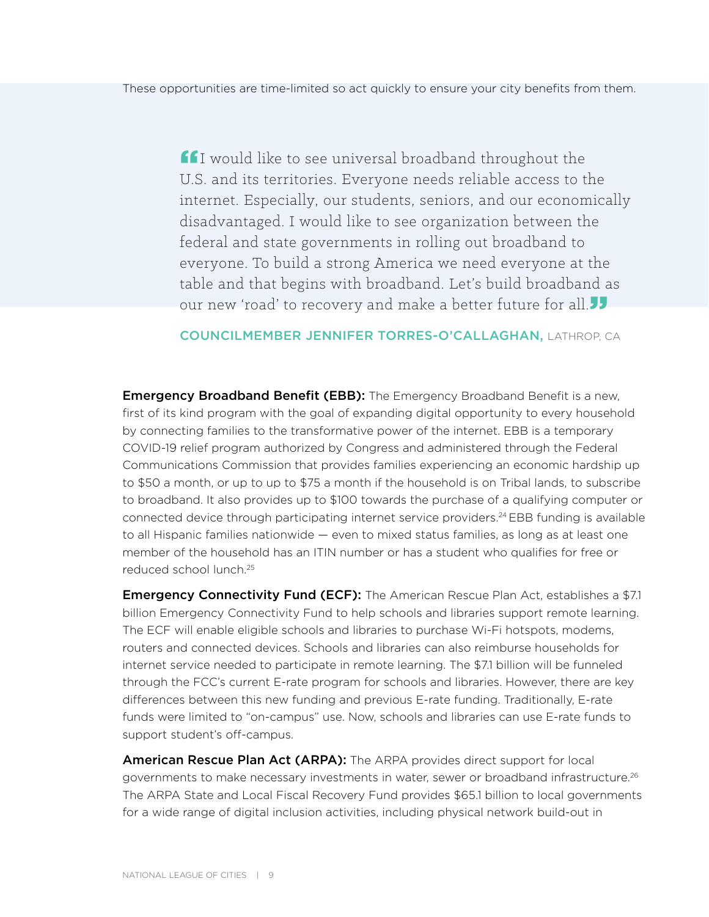These opportunities are time-limited so act quickly to ensure your city benefits from them.

> "I would like to see universal broadband throughout the U.S. and its territories. Everyone needs reliable access to the internet. Especially, our students, seniors, and our economically disadvantaged. I would like to see organization between the federal and state governments in rolling out broadband to everyone. To build a strong America we need everyone at the table and that begins with broadband. Let's build broadband as our new 'road' to recovery and make a better future for all."
>
> **COUNCILMEMBER JENNIFER TORRES-O'CALLAGHAN,** LATHROP, CA

**Emergency Broadband Benefit (EBB):** The Emergency Broadband Benefit is a new, first of its kind program with the goal of expanding digital opportunity to every household by connecting families to the transformative power of the internet. EBB is a temporary COVID-19 relief program authorized by Congress and administered through the Federal Communications Commission that provides families experiencing an economic hardship up to $50 a month, or up to up to $75 a month if the household is on Tribal lands, to subscribe to broadband. It also provides up to $100 towards the purchase of a qualifying computer or connected device through participating internet service providers.[24] EBB funding is available to all Hispanic families nationwide — even to mixed status families, as long as at least one member of the household has an ITIN number or has a student who qualifies for free or reduced school lunch.[25]

**Emergency Connectivity Fund (ECF):** The American Rescue Plan Act, establishes a $7.1 billion Emergency Connectivity Fund to help schools and libraries support remote learning. The ECF will enable eligible schools and libraries to purchase Wi-Fi hotspots, modems, routers and connected devices. Schools and libraries can also reimburse households for internet service needed to participate in remote learning. The $7.1 billion will be funneled through the FCC's current E-rate program for schools and libraries. However, there are key differences between this new funding and previous E-rate funding. Traditionally, E-rate funds were limited to "on-campus" use. Now, schools and libraries can use E-rate funds to support student's off-campus.

**American Rescue Plan Act (ARPA):** The ARPA provides direct support for local governments to make necessary investments in water, sewer or broadband infrastructure.[26] The ARPA State and Local Fiscal Recovery Fund provides $65.1 billion to local governments for a wide range of digital inclusion activities, including physical network build-out in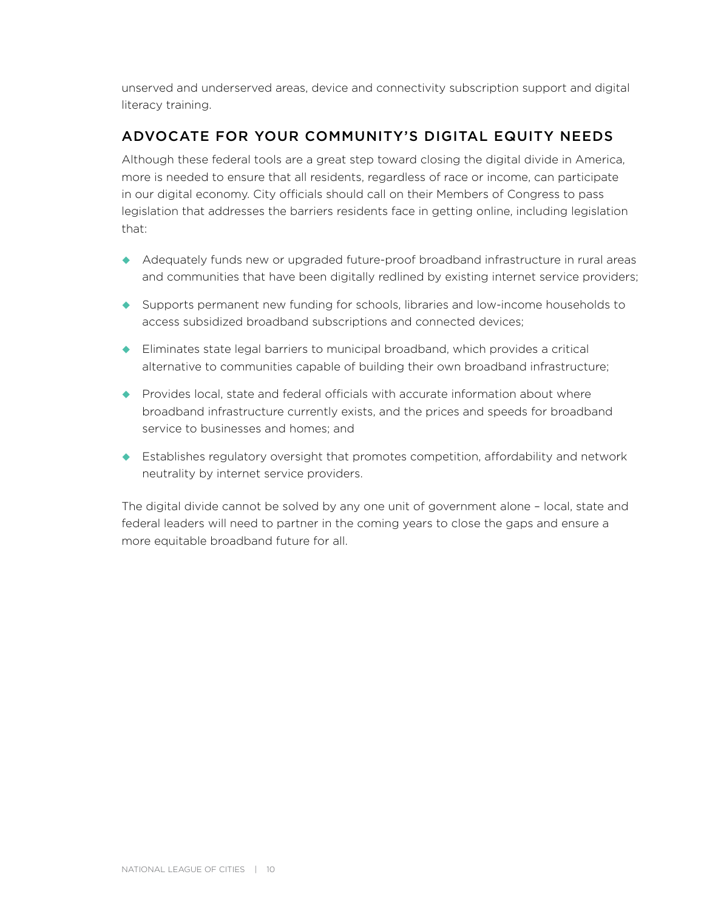unserved and underserved areas, device and connectivity subscription support and digital literacy training.

## ADVOCATE FOR YOUR COMMUNITY'S DIGITAL EQUITY NEEDS

Although these federal tools are a great step toward closing the digital divide in America, more is needed to ensure that all residents, regardless of race or income, can participate in our digital economy. City officials should call on their Members of Congress to pass legislation that addresses the barriers residents face in getting online, including legislation that:

- Adequately funds new or upgraded future-proof broadband infrastructure in rural areas and communities that have been digitally redlined by existing internet service providers;
- Supports permanent new funding for schools, libraries and low-income households to access subsidized broadband subscriptions and connected devices;
- Eliminates state legal barriers to municipal broadband, which provides a critical alternative to communities capable of building their own broadband infrastructure;
- Provides local, state and federal officials with accurate information about where broadband infrastructure currently exists, and the prices and speeds for broadband service to businesses and homes; and
- Establishes regulatory oversight that promotes competition, affordability and network neutrality by internet service providers.

The digital divide cannot be solved by any one unit of government alone – local, state and federal leaders will need to partner in the coming years to close the gaps and ensure a more equitable broadband future for all.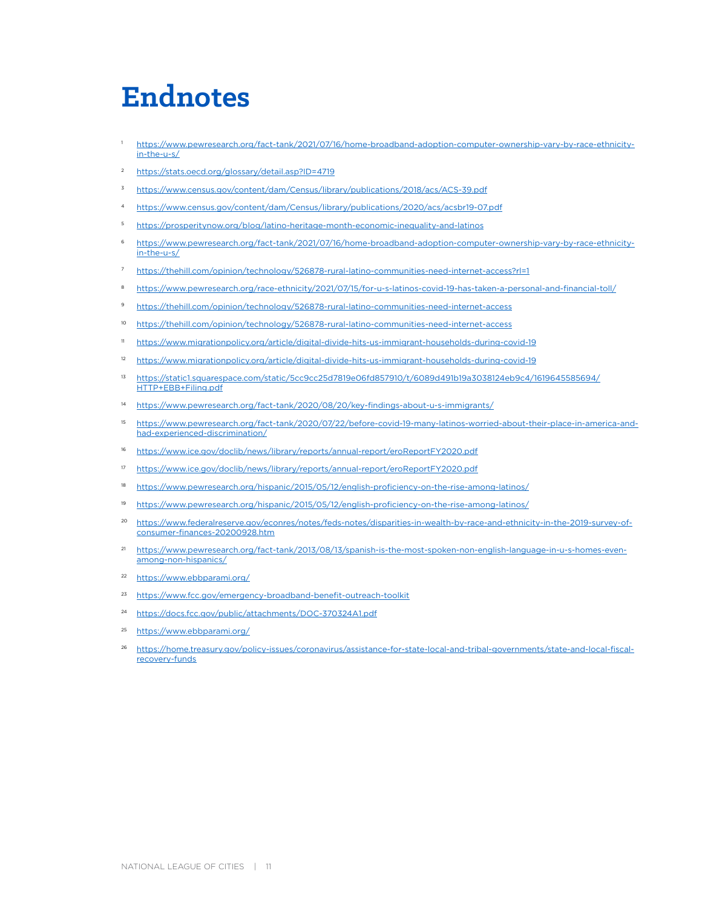# Endnotes

1. https://www.pewresearch.org/fact-tank/2021/07/16/home-broadband-adoption-computer-ownership-vary-by-race-ethnicity-in-the-u-s/
2. https://stats.oecd.org/glossary/detail.asp?ID=4719
3. https://www.census.gov/content/dam/Census/library/publications/2018/acs/ACS-39.pdf
4. https://www.census.gov/content/dam/Census/library/publications/2020/acs/acsbr19-07.pdf
5. https://prosperitynow.org/blog/latino-heritage-month-economic-inequality-and-latinos
6. https://www.pewresearch.org/fact-tank/2021/07/16/home-broadband-adoption-computer-ownership-vary-by-race-ethnicity-in-the-u-s/
7. https://thehill.com/opinion/technology/526878-rural-latino-communities-need-internet-access?rl=1
8. https://www.pewresearch.org/race-ethnicity/2021/07/15/for-u-s-latinos-covid-19-has-taken-a-personal-and-financial-toll/
9. https://thehill.com/opinion/technology/526878-rural-latino-communities-need-internet-access
10. https://thehill.com/opinion/technology/526878-rural-latino-communities-need-internet-access
11. https://www.migrationpolicy.org/article/digital-divide-hits-us-immigrant-households-during-covid-19
12. https://www.migrationpolicy.org/article/digital-divide-hits-us-immigrant-households-during-covid-19
13. https://static1.squarespace.com/static/5cc9cc25d7819e06fd857910/t/6089d491b19a3038124eb9c4/1619645585694/HTTP+EBB+Filing.pdf
14. https://www.pewresearch.org/fact-tank/2020/08/20/key-findings-about-u-s-immigrants/
15. https://www.pewresearch.org/fact-tank/2020/07/22/before-covid-19-many-latinos-worried-about-their-place-in-america-and-had-experienced-discrimination/
16. https://www.ice.gov/doclib/news/library/reports/annual-report/eroReportFY2020.pdf
17. https://www.ice.gov/doclib/news/library/reports/annual-report/eroReportFY2020.pdf
18. https://www.pewresearch.org/hispanic/2015/05/12/english-proficiency-on-the-rise-among-latinos/
19. https://www.pewresearch.org/hispanic/2015/05/12/english-proficiency-on-the-rise-among-latinos/
20. https://www.federalreserve.gov/econres/notes/feds-notes/disparities-in-wealth-by-race-and-ethnicity-in-the-2019-survey-of-consumer-finances-20200928.htm
21. https://www.pewresearch.org/fact-tank/2013/08/13/spanish-is-the-most-spoken-non-english-language-in-u-s-homes-even-among-non-hispanics/
22. https://www.ebbparami.org/
23. https://www.fcc.gov/emergency-broadband-benefit-outreach-toolkit
24. https://docs.fcc.gov/public/attachments/DOC-370324A1.pdf
25. https://www.ebbparami.org/
26. https://home.treasury.gov/policy-issues/coronavirus/assistance-for-state-local-and-tribal-governments/state-and-local-fiscal-recovery-funds